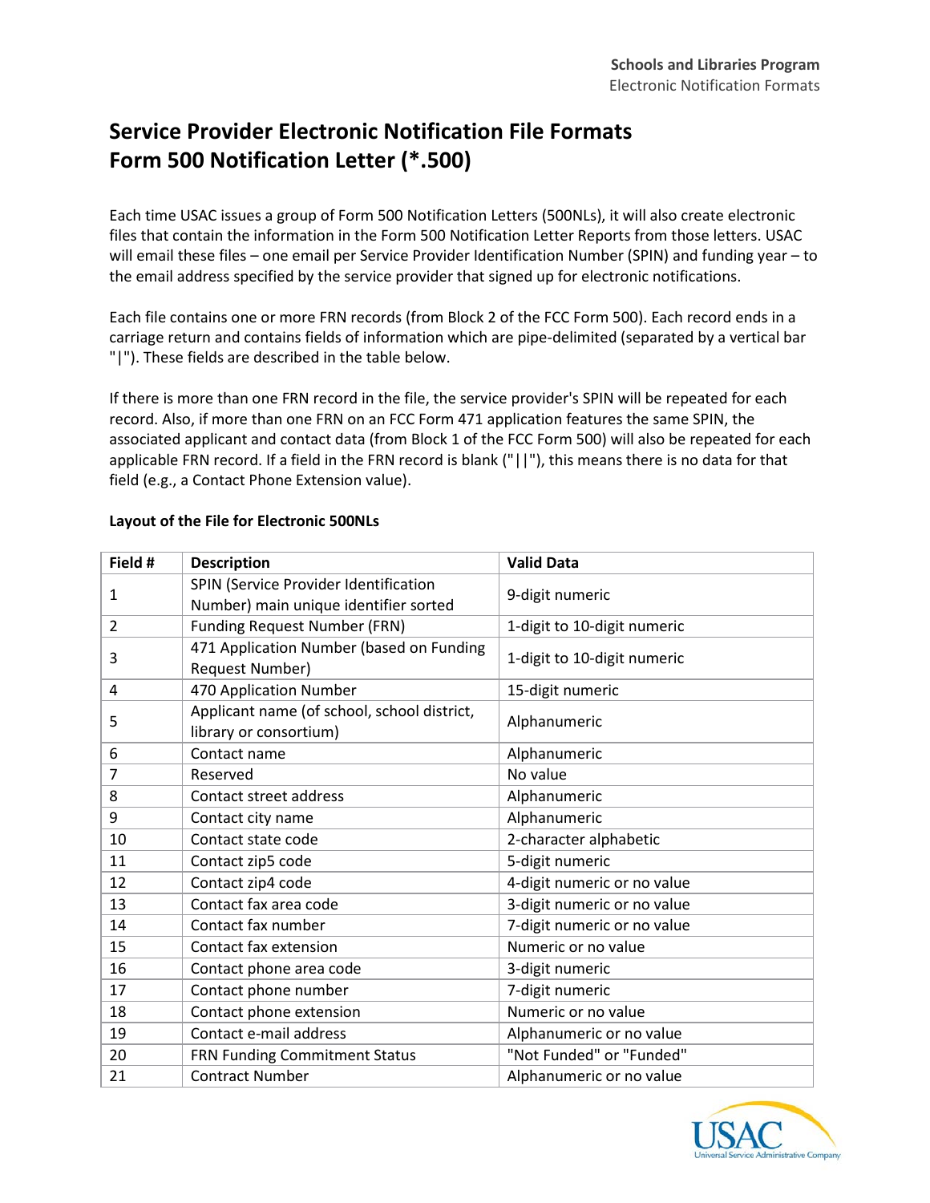# Service Provider Electronic Notification File Formats
# Form 500 Notification Letter (*.500)

Each time USAC issues a group of Form 500 Notification Letters (500NLs), it will also create electronic files that contain the information in the Form 500 Notification Letter Reports from those letters. USAC will email these files – one email per Service Provider Identification Number (SPIN) and funding year – to the email address specified by the service provider that signed up for electronic notifications.

Each file contains one or more FRN records (from Block 2 of the FCC Form 500). Each record ends in a carriage return and contains fields of information which are pipe-delimited (separated by a vertical bar "|"). These fields are described in the table below.

If there is more than one FRN record in the file, the service provider's SPIN will be repeated for each record. Also, if more than one FRN on an FCC Form 471 application features the same SPIN, the associated applicant and contact data (from Block 1 of the FCC Form 500) will also be repeated for each applicable FRN record. If a field in the FRN record is blank ("||"), this means there is no data for that field (e.g., a Contact Phone Extension value).

**Layout of the File for Electronic 500NLs**

| Field # | Description | Valid Data |
|---|---|---|
| 1 | SPIN (Service Provider Identification Number) main unique identifier sorted | 9-digit numeric |
| 2 | Funding Request Number (FRN) | 1-digit to 10-digit numeric |
| 3 | 471 Application Number (based on Funding Request Number) | 1-digit to 10-digit numeric |
| 4 | 470 Application Number | 15-digit numeric |
| 5 | Applicant name (of school, school district, library or consortium) | Alphanumeric |
| 6 | Contact name | Alphanumeric |
| 7 | Reserved | No value |
| 8 | Contact street address | Alphanumeric |
| 9 | Contact city name | Alphanumeric |
| 10 | Contact state code | 2-character alphabetic |
| 11 | Contact zip5 code | 5-digit numeric |
| 12 | Contact zip4 code | 4-digit numeric or no value |
| 13 | Contact fax area code | 3-digit numeric or no value |
| 14 | Contact fax number | 7-digit numeric or no value |
| 15 | Contact fax extension | Numeric or no value |
| 16 | Contact phone area code | 3-digit numeric |
| 17 | Contact phone number | 7-digit numeric |
| 18 | Contact phone extension | Numeric or no value |
| 19 | Contact e-mail address | Alphanumeric or no value |
| 20 | FRN Funding Commitment Status | "Not Funded" or "Funded" |
| 21 | Contract Number | Alphanumeric or no value |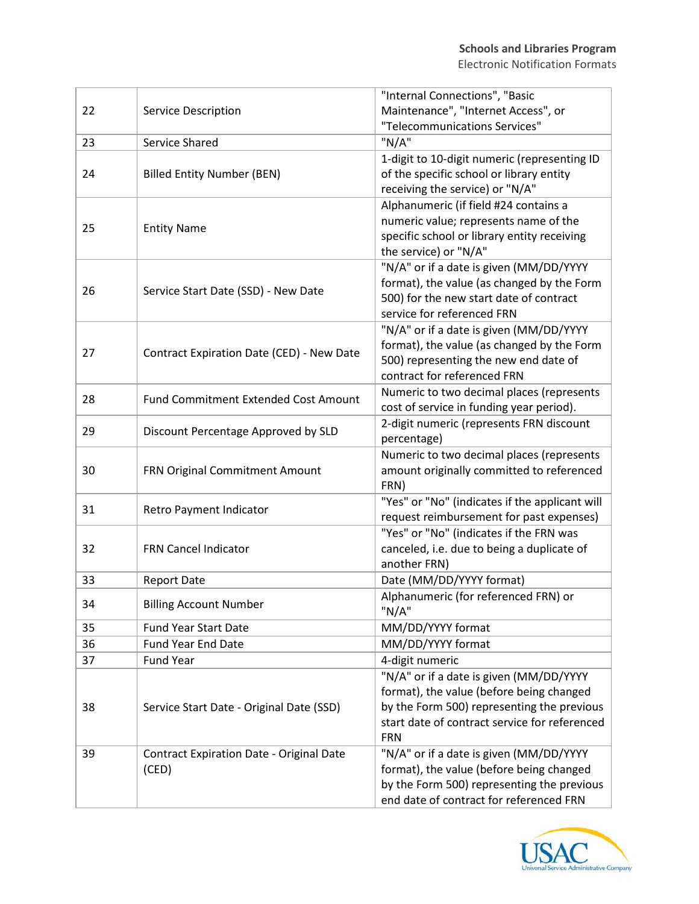| | | |
|---|---|---|
| 22 | Service Description | "Internal Connections", "Basic Maintenance", "Internet Access", or "Telecommunications Services" |
| 23 | Service Shared | "N/A" |
| 24 | Billed Entity Number (BEN) | 1-digit to 10-digit numeric (representing ID of the specific school or library entity receiving the service) or "N/A" |
| 25 | Entity Name | Alphanumeric (if field #24 contains a numeric value; represents name of the specific school or library entity receiving the service) or "N/A" |
| 26 | Service Start Date (SSD) - New Date | "N/A" or if a date is given (MM/DD/YYYY format), the value (as changed by the Form 500) for the new start date of contract service for referenced FRN |
| 27 | Contract Expiration Date (CED) - New Date | "N/A" or if a date is given (MM/DD/YYYY format), the value (as changed by the Form 500) representing the new end date of contract for referenced FRN |
| 28 | Fund Commitment Extended Cost Amount | Numeric to two decimal places (represents cost of service in funding year period). |
| 29 | Discount Percentage Approved by SLD | 2-digit numeric (represents FRN discount percentage) |
| 30 | FRN Original Commitment Amount | Numeric to two decimal places (represents amount originally committed to referenced FRN) |
| 31 | Retro Payment Indicator | "Yes" or "No" (indicates if the applicant will request reimbursement for past expenses) |
| 32 | FRN Cancel Indicator | "Yes" or "No" (indicates if the FRN was canceled, i.e. due to being a duplicate of another FRN) |
| 33 | Report Date | Date (MM/DD/YYYY format) |
| 34 | Billing Account Number | Alphanumeric (for referenced FRN) or "N/A" |
| 35 | Fund Year Start Date | MM/DD/YYYY format |
| 36 | Fund Year End Date | MM/DD/YYYY format |
| 37 | Fund Year | 4-digit numeric |
| 38 | Service Start Date - Original Date (SSD) | "N/A" or if a date is given (MM/DD/YYYY format), the value (before being changed by the Form 500) representing the previous start date of contract service for referenced FRN |
| 39 | Contract Expiration Date - Original Date (CED) | "N/A" or if a date is given (MM/DD/YYYY format), the value (before being changed by the Form 500) representing the previous end date of contract for referenced FRN |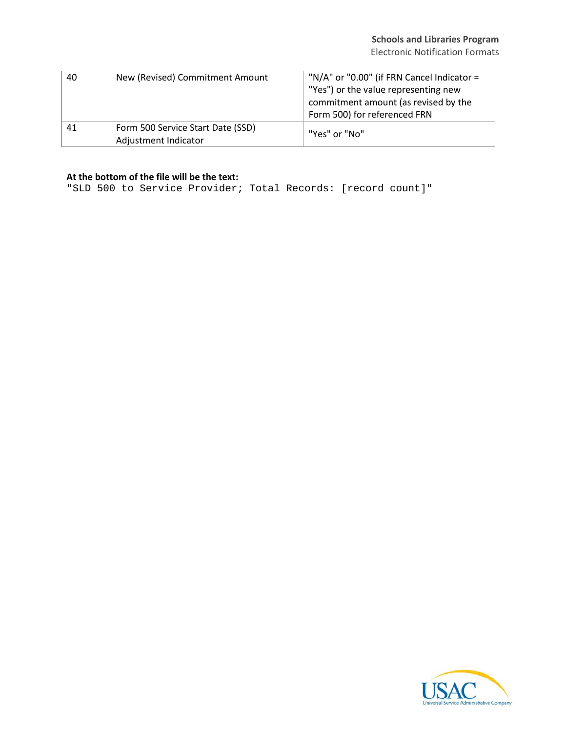| | | |
|---|---|---|
| 40 | New (Revised) Commitment Amount | "N/A" or "0.00" (if FRN Cancel Indicator = "Yes") or the value representing new commitment amount (as revised by the Form 500) for referenced FRN |
| 41 | Form 500 Service Start Date (SSD) Adjustment Indicator | "Yes" or "No" |

**At the bottom of the file will be the text:**

```
"SLD 500 to Service Provider; Total Records: [record count]"
```